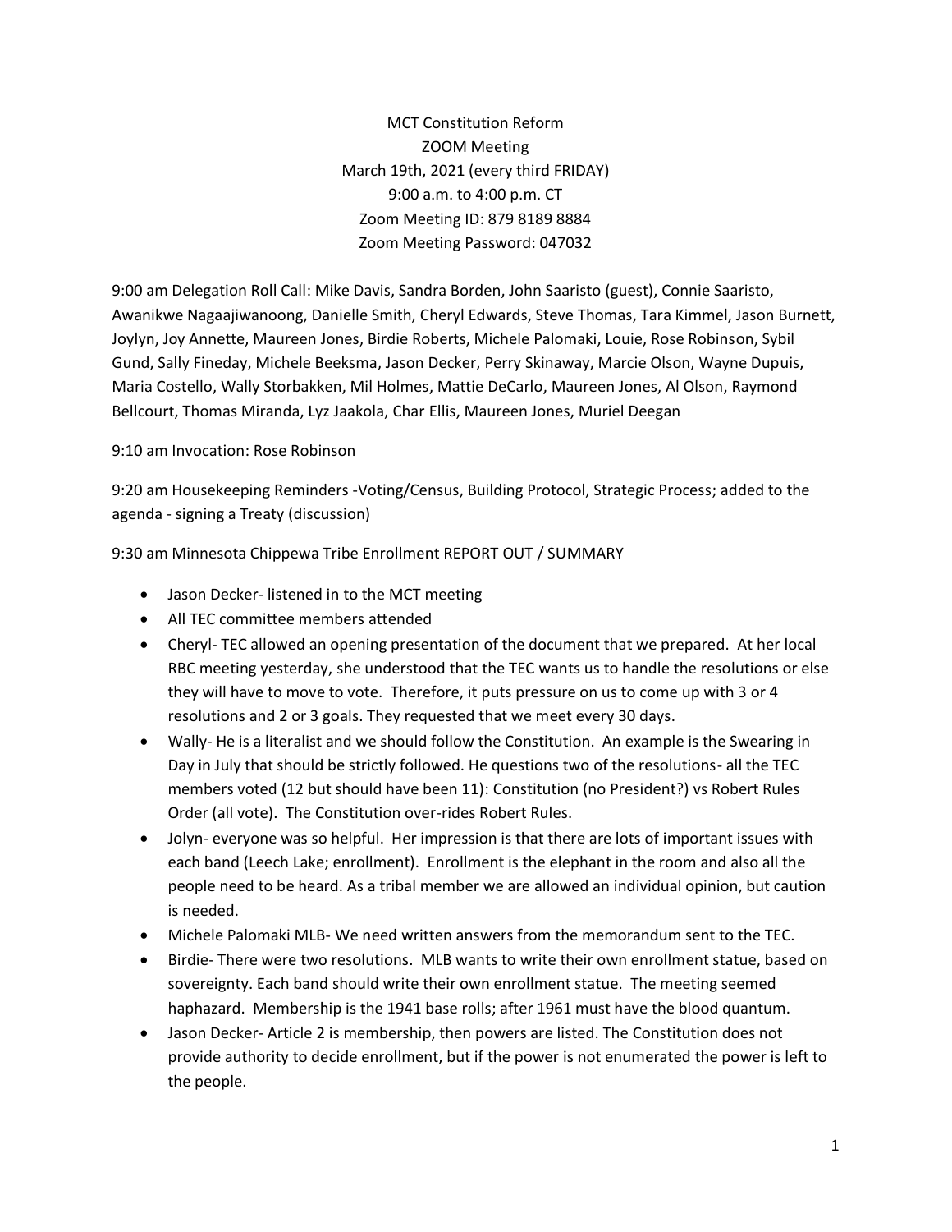MCT Constitution Reform
ZOOM Meeting
March 19th, 2021 (every third FRIDAY)
9:00 a.m. to 4:00 p.m. CT
Zoom Meeting ID: 879 8189 8884
Zoom Meeting Password: 047032

9:00 am Delegation Roll Call: Mike Davis, Sandra Borden, John Saaristo (guest), Connie Saaristo, Awanikwe Nagaajiwanoong, Danielle Smith, Cheryl Edwards, Steve Thomas, Tara Kimmel, Jason Burnett, Joylyn, Joy Annette, Maureen Jones, Birdie Roberts, Michele Palomaki, Louie, Rose Robinson, Sybil Gund, Sally Fineday, Michele Beeksma, Jason Decker, Perry Skinaway, Marcie Olson, Wayne Dupuis, Maria Costello, Wally Storbakken, Mil Holmes, Mattie DeCarlo, Maureen Jones, Al Olson, Raymond Bellcourt, Thomas Miranda, Lyz Jaakola, Char Ellis, Maureen Jones, Muriel Deegan

9:10 am Invocation: Rose Robinson

9:20 am Housekeeping Reminders -Voting/Census, Building Protocol, Strategic Process; added to the agenda - signing a Treaty (discussion)

9:30 am Minnesota Chippewa Tribe Enrollment REPORT OUT / SUMMARY

- Jason Decker- listened in to the MCT meeting
- All TEC committee members attended
- Cheryl- TEC allowed an opening presentation of the document that we prepared. At her local RBC meeting yesterday, she understood that the TEC wants us to handle the resolutions or else they will have to move to vote. Therefore, it puts pressure on us to come up with 3 or 4 resolutions and 2 or 3 goals. They requested that we meet every 30 days.
- Wally- He is a literalist and we should follow the Constitution. An example is the Swearing in Day in July that should be strictly followed. He questions two of the resolutions- all the TEC members voted (12 but should have been 11): Constitution (no President?) vs Robert Rules Order (all vote). The Constitution over-rides Robert Rules.
- Jolyn- everyone was so helpful. Her impression is that there are lots of important issues with each band (Leech Lake; enrollment). Enrollment is the elephant in the room and also all the people need to be heard. As a tribal member we are allowed an individual opinion, but caution is needed.
- Michele Palomaki MLB- We need written answers from the memorandum sent to the TEC.
- Birdie- There were two resolutions. MLB wants to write their own enrollment statue, based on sovereignty. Each band should write their own enrollment statue. The meeting seemed haphazard. Membership is the 1941 base rolls; after 1961 must have the blood quantum.
- Jason Decker- Article 2 is membership, then powers are listed. The Constitution does not provide authority to decide enrollment, but if the power is not enumerated the power is left to the people.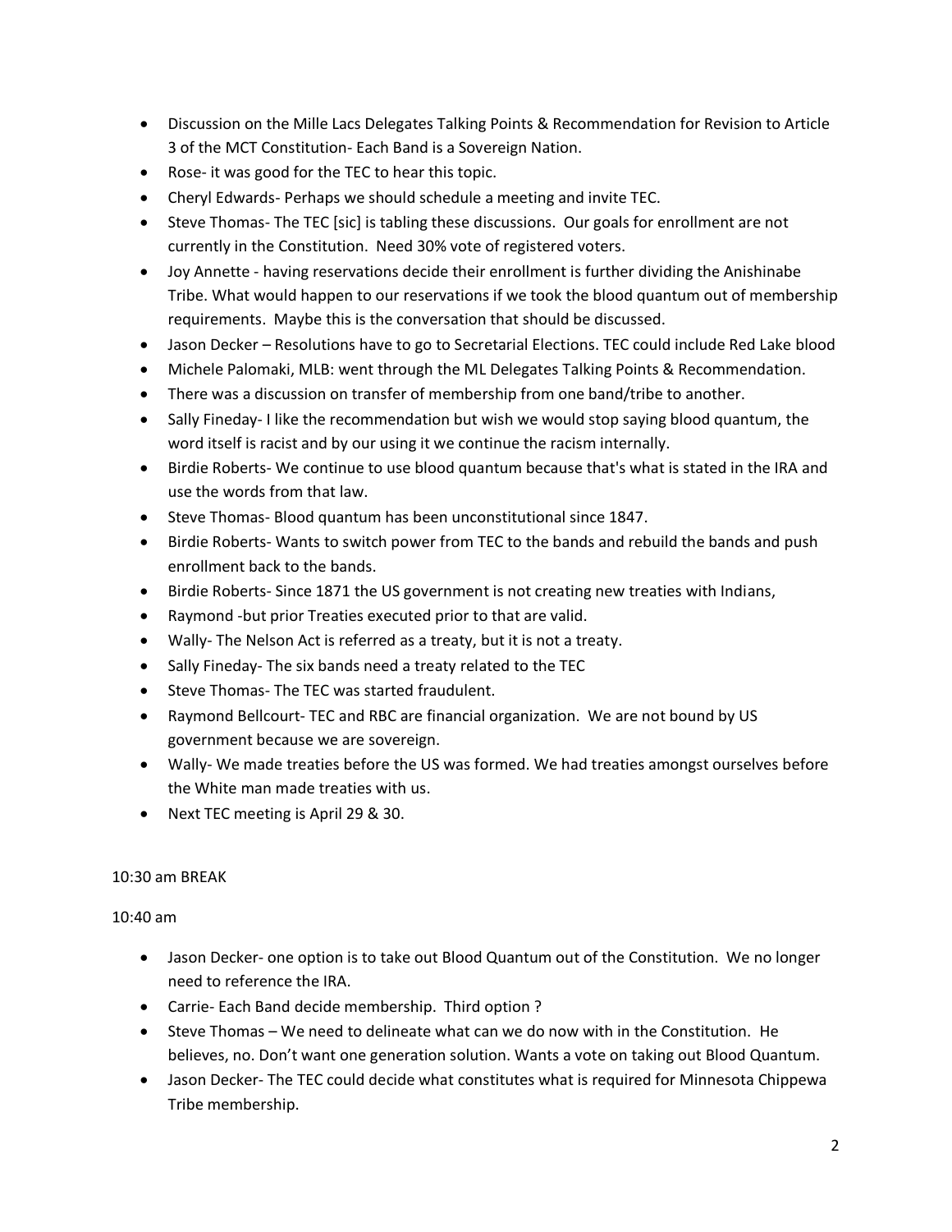- Discussion on the Mille Lacs Delegates Talking Points & Recommendation for Revision to Article 3 of the MCT Constitution- Each Band is a Sovereign Nation.
- Rose- it was good for the TEC to hear this topic.
- Cheryl Edwards- Perhaps we should schedule a meeting and invite TEC.
- Steve Thomas- The TEC [sic] is tabling these discussions. Our goals for enrollment are not currently in the Constitution. Need 30% vote of registered voters.
- Joy Annette - having reservations decide their enrollment is further dividing the Anishinabe Tribe. What would happen to our reservations if we took the blood quantum out of membership requirements. Maybe this is the conversation that should be discussed.
- Jason Decker – Resolutions have to go to Secretarial Elections. TEC could include Red Lake blood
- Michele Palomaki, MLB: went through the ML Delegates Talking Points & Recommendation.
- There was a discussion on transfer of membership from one band/tribe to another.
- Sally Fineday- I like the recommendation but wish we would stop saying blood quantum, the word itself is racist and by our using it we continue the racism internally.
- Birdie Roberts- We continue to use blood quantum because that's what is stated in the IRA and use the words from that law.
- Steve Thomas- Blood quantum has been unconstitutional since 1847.
- Birdie Roberts- Wants to switch power from TEC to the bands and rebuild the bands and push enrollment back to the bands.
- Birdie Roberts- Since 1871 the US government is not creating new treaties with Indians,
- Raymond -but prior Treaties executed prior to that are valid.
- Wally- The Nelson Act is referred as a treaty, but it is not a treaty.
- Sally Fineday- The six bands need a treaty related to the TEC
- Steve Thomas- The TEC was started fraudulent.
- Raymond Bellcourt- TEC and RBC are financial organization. We are not bound by US government because we are sovereign.
- Wally- We made treaties before the US was formed. We had treaties amongst ourselves before the White man made treaties with us.
- Next TEC meeting is April 29 & 30.

10:30 am BREAK

10:40 am

- Jason Decker- one option is to take out Blood Quantum out of the Constitution. We no longer need to reference the IRA.
- Carrie- Each Band decide membership. Third option ?
- Steve Thomas – We need to delineate what can we do now with in the Constitution. He believes, no. Don't want one generation solution. Wants a vote on taking out Blood Quantum.
- Jason Decker- The TEC could decide what constitutes what is required for Minnesota Chippewa Tribe membership.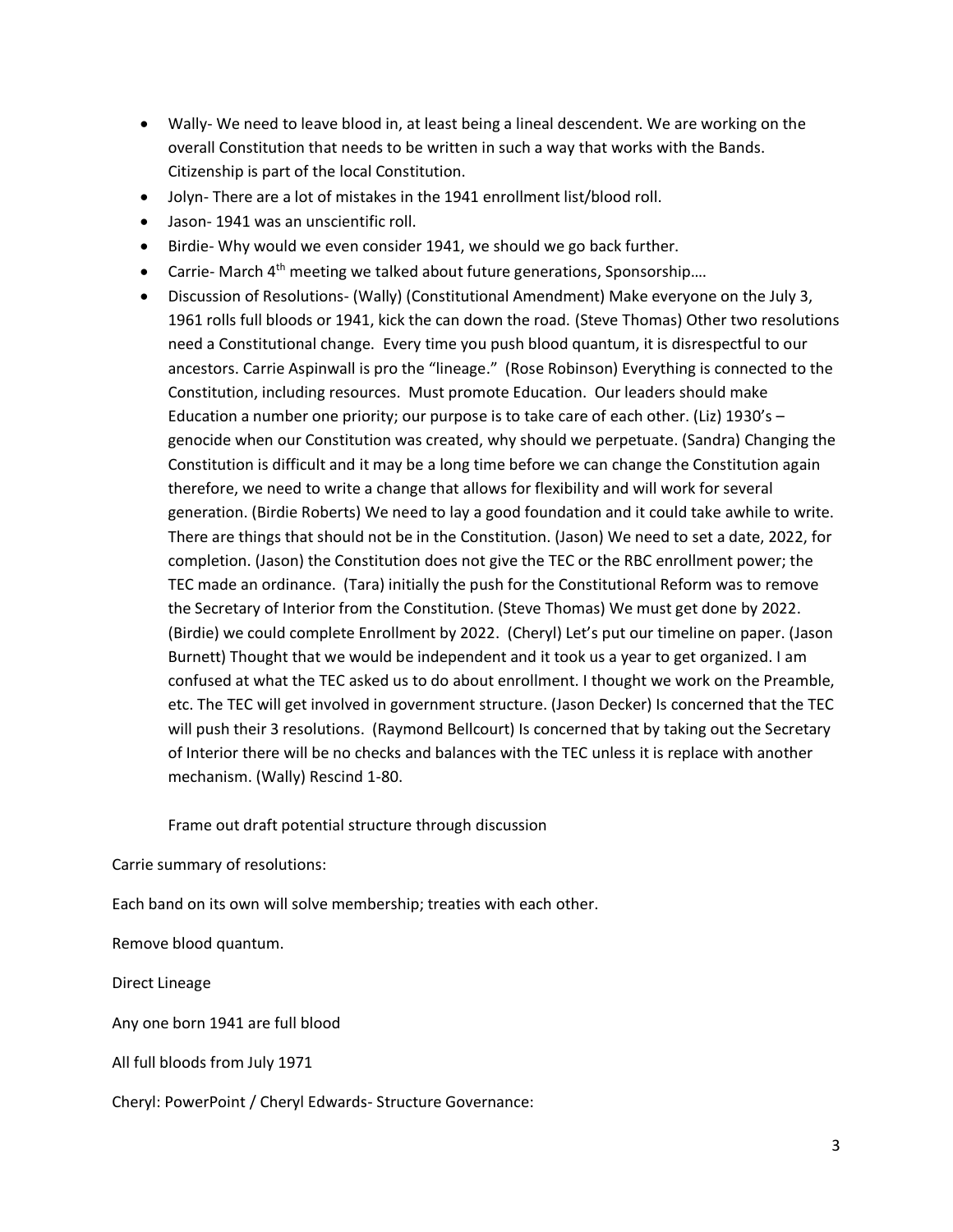- Wally- We need to leave blood in, at least being a lineal descendent. We are working on the overall Constitution that needs to be written in such a way that works with the Bands. Citizenship is part of the local Constitution.
- Jolyn- There are a lot of mistakes in the 1941 enrollment list/blood roll.
- Jason- 1941 was an unscientific roll.
- Birdie- Why would we even consider 1941, we should we go back further.
- Carrie- March 4th meeting we talked about future generations, Sponsorship….
- Discussion of Resolutions- (Wally) (Constitutional Amendment) Make everyone on the July 3, 1961 rolls full bloods or 1941, kick the can down the road. (Steve Thomas) Other two resolutions need a Constitutional change. Every time you push blood quantum, it is disrespectful to our ancestors. Carrie Aspinwall is pro the "lineage." (Rose Robinson) Everything is connected to the Constitution, including resources. Must promote Education. Our leaders should make Education a number one priority; our purpose is to take care of each other. (Liz) 1930's – genocide when our Constitution was created, why should we perpetuate. (Sandra) Changing the Constitution is difficult and it may be a long time before we can change the Constitution again therefore, we need to write a change that allows for flexibility and will work for several generation. (Birdie Roberts) We need to lay a good foundation and it could take awhile to write. There are things that should not be in the Constitution. (Jason) We need to set a date, 2022, for completion. (Jason) the Constitution does not give the TEC or the RBC enrollment power; the TEC made an ordinance. (Tara) initially the push for the Constitutional Reform was to remove the Secretary of Interior from the Constitution. (Steve Thomas) We must get done by 2022. (Birdie) we could complete Enrollment by 2022. (Cheryl) Let's put our timeline on paper. (Jason Burnett) Thought that we would be independent and it took us a year to get organized. I am confused at what the TEC asked us to do about enrollment. I thought we work on the Preamble, etc. The TEC will get involved in government structure. (Jason Decker) Is concerned that the TEC will push their 3 resolutions. (Raymond Bellcourt) Is concerned that by taking out the Secretary of Interior there will be no checks and balances with the TEC unless it is replace with another mechanism. (Wally) Rescind 1-80.

  Frame out draft potential structure through discussion

Carrie summary of resolutions:

Each band on its own will solve membership; treaties with each other.

Remove blood quantum.

Direct Lineage

Any one born 1941 are full blood

All full bloods from July 1971

Cheryl: PowerPoint / Cheryl Edwards- Structure Governance: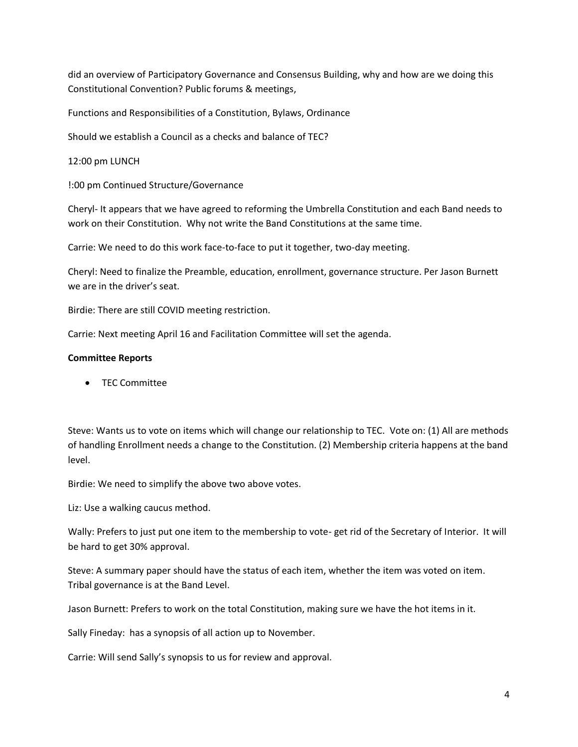did an overview of Participatory Governance and Consensus Building, why and how are we doing this Constitutional Convention? Public forums & meetings,

Functions and Responsibilities of a Constitution, Bylaws, Ordinance

Should we establish a Council as a checks and balance of TEC?

12:00 pm LUNCH

!:00 pm Continued Structure/Governance

Cheryl- It appears that we have agreed to reforming the Umbrella Constitution and each Band needs to work on their Constitution. Why not write the Band Constitutions at the same time.

Carrie: We need to do this work face-to-face to put it together, two-day meeting.

Cheryl: Need to finalize the Preamble, education, enrollment, governance structure. Per Jason Burnett we are in the driver's seat.

Birdie: There are still COVID meeting restriction.

Carrie: Next meeting April 16 and Facilitation Committee will set the agenda.

**Committee Reports**

- TEC Committee

Steve: Wants us to vote on items which will change our relationship to TEC. Vote on: (1) All are methods of handling Enrollment needs a change to the Constitution. (2) Membership criteria happens at the band level.

Birdie: We need to simplify the above two above votes.

Liz: Use a walking caucus method.

Wally: Prefers to just put one item to the membership to vote- get rid of the Secretary of Interior. It will be hard to get 30% approval.

Steve: A summary paper should have the status of each item, whether the item was voted on item. Tribal governance is at the Band Level.

Jason Burnett: Prefers to work on the total Constitution, making sure we have the hot items in it.

Sally Fineday: has a synopsis of all action up to November.

Carrie: Will send Sally's synopsis to us for review and approval.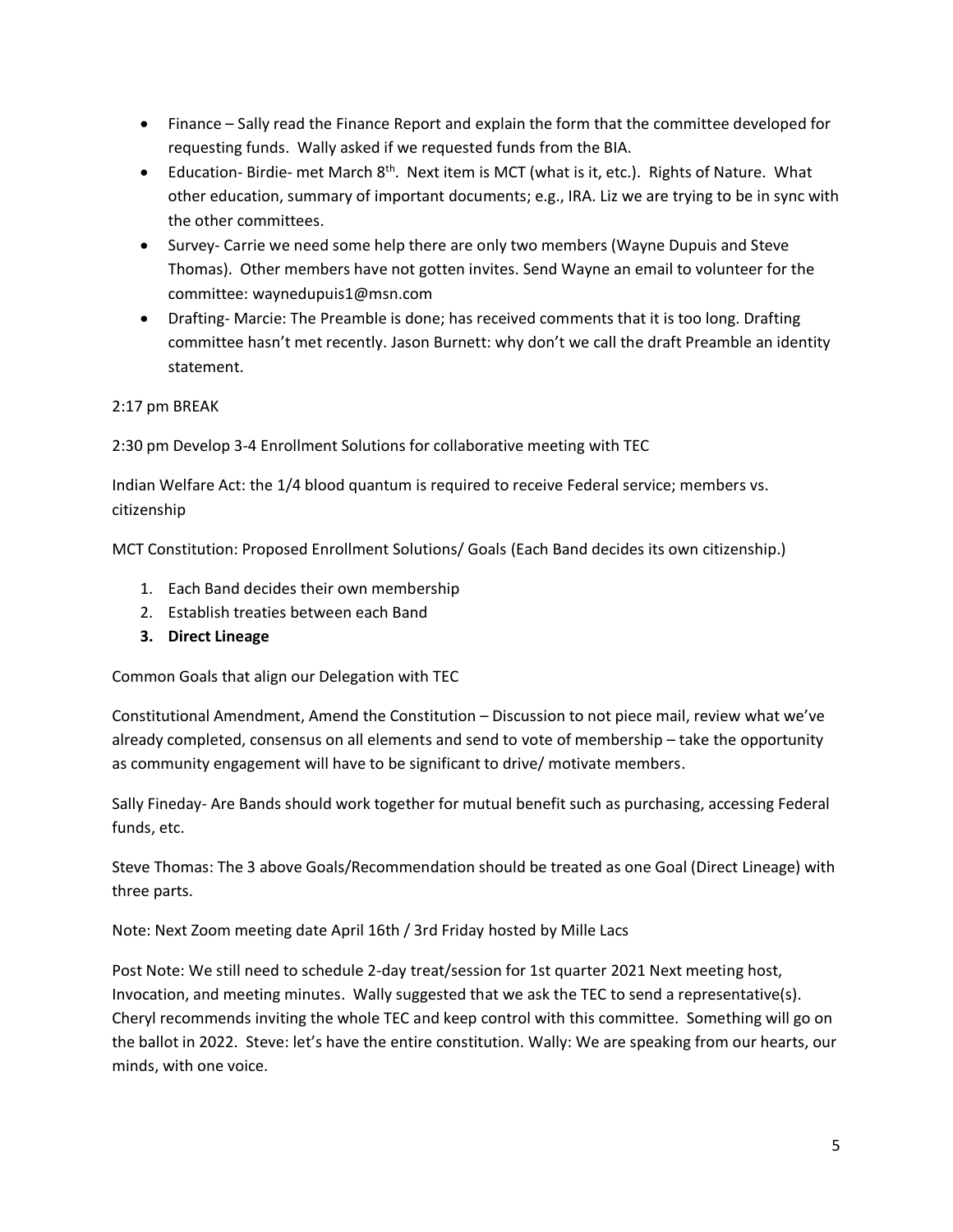- Finance – Sally read the Finance Report and explain the form that the committee developed for requesting funds. Wally asked if we requested funds from the BIA.
- Education- Birdie- met March 8th. Next item is MCT (what is it, etc.). Rights of Nature. What other education, summary of important documents; e.g., IRA. Liz we are trying to be in sync with the other committees.
- Survey- Carrie we need some help there are only two members (Wayne Dupuis and Steve Thomas). Other members have not gotten invites. Send Wayne an email to volunteer for the committee: waynedupuis1@msn.com
- Drafting- Marcie: The Preamble is done; has received comments that it is too long. Drafting committee hasn't met recently. Jason Burnett: why don't we call the draft Preamble an identity statement.

2:17 pm BREAK

2:30 pm Develop 3-4 Enrollment Solutions for collaborative meeting with TEC

Indian Welfare Act: the 1/4 blood quantum is required to receive Federal service; members vs. citizenship

MCT Constitution: Proposed Enrollment Solutions/ Goals (Each Band decides its own citizenship.)

1. Each Band decides their own membership
2. Establish treaties between each Band
3. **Direct Lineage**

Common Goals that align our Delegation with TEC

Constitutional Amendment, Amend the Constitution – Discussion to not piece mail, review what we've already completed, consensus on all elements and send to vote of membership – take the opportunity as community engagement will have to be significant to drive/ motivate members.

Sally Fineday- Are Bands should work together for mutual benefit such as purchasing, accessing Federal funds, etc.

Steve Thomas: The 3 above Goals/Recommendation should be treated as one Goal (Direct Lineage) with three parts.

Note: Next Zoom meeting date April 16th / 3rd Friday hosted by Mille Lacs

Post Note: We still need to schedule 2-day treat/session for 1st quarter 2021 Next meeting host, Invocation, and meeting minutes. Wally suggested that we ask the TEC to send a representative(s). Cheryl recommends inviting the whole TEC and keep control with this committee. Something will go on the ballot in 2022. Steve: let's have the entire constitution. Wally: We are speaking from our hearts, our minds, with one voice.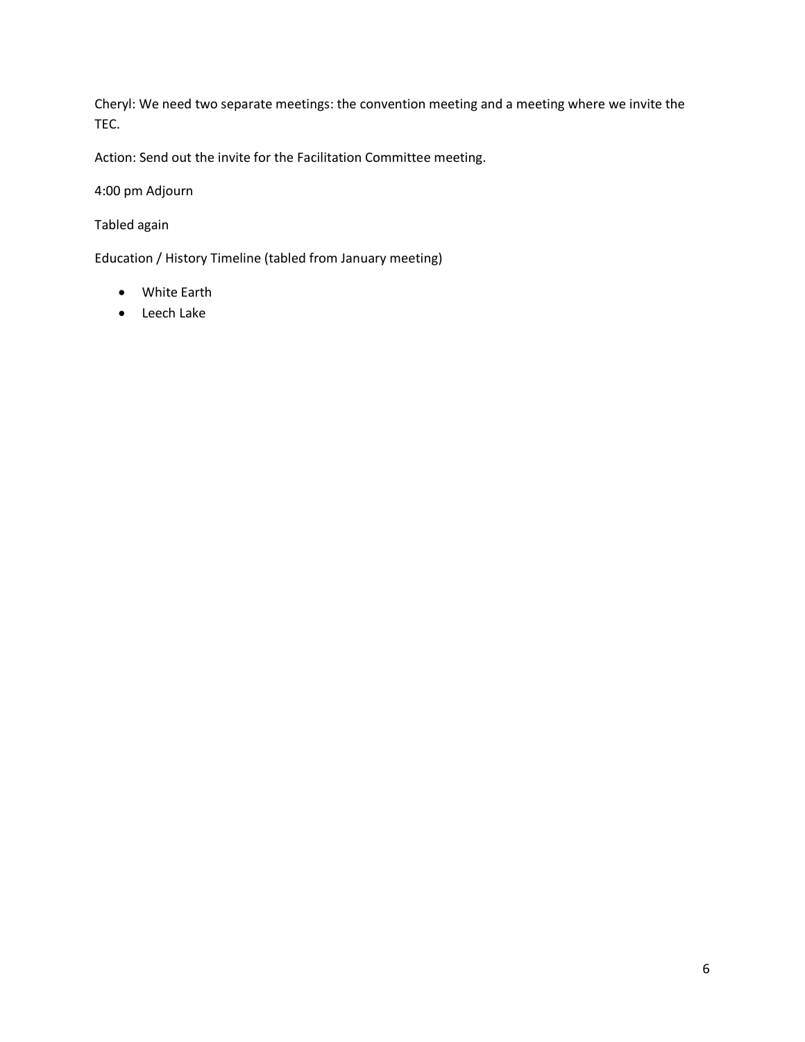Cheryl: We need two separate meetings: the convention meeting and a meeting where we invite the TEC.

Action: Send out the invite for the Facilitation Committee meeting.

4:00 pm Adjourn

Tabled again

Education / History Timeline (tabled from January meeting)

- White Earth
- Leech Lake